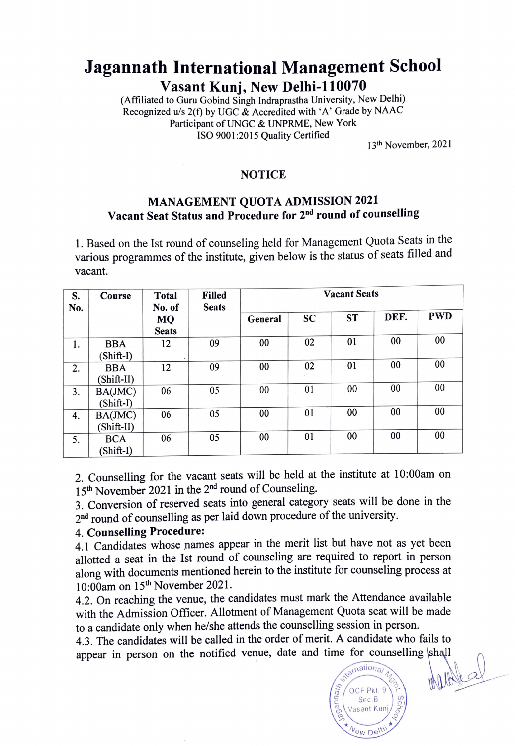# Jagannath International Management School

## Vasant Kunj, New Delhi-110070

(Affiliated to Guru Gobind Singh Indraprastha University, New Delhi)
Recognized u/s 2(f) by UGC & Accredited with 'A' Grade by NAAC
Participant of UNGC & UNPRME, New York
ISO 9001:2015 Quality Certified

13th November, 2021

### NOTICE

### MANAGEMENT QUOTA ADMISSION 2021
### Vacant Seat Status and Procedure for 2nd round of counselling

1. Based on the Ist round of counseling held for Management Quota Seats in the various programmes of the institute, given below is the status of seats filled and vacant.

| S. No. | Course | Total No. of MQ Seats | Filled Seats | Vacant Seats | | | | |
|---|---|---|---|---|---|---|---|---|
| | | | | General | SC | ST | DEF. | PWD |
| 1. | BBA (Shift-I) | 12 | 09 | 00 | 02 | 01 | 00 | 00 |
| 2. | BBA (Shift-II) | 12 | 09 | 00 | 02 | 01 | 00 | 00 |
| 3. | BA(JMC) (Shift-I) | 06 | 05 | 00 | 01 | 00 | 00 | 00 |
| 4. | BA(JMC) (Shift-II) | 06 | 05 | 00 | 01 | 00 | 00 | 00 |
| 5. | BCA (Shift-I) | 06 | 05 | 00 | 01 | 00 | 00 | 00 |

2. Counselling for the vacant seats will be held at the institute at 10:00am on 15th November 2021 in the 2nd round of Counseling.
3. Conversion of reserved seats into general category seats will be done in the 2nd round of counselling as per laid down procedure of the university.
4. **Counselling Procedure:**

4.1 Candidates whose names appear in the merit list but have not as yet been allotted a seat in the Ist round of counseling are required to report in person along with documents mentioned herein to the institute for counseling process at 10:00am on 15th November 2021.

4.2. On reaching the venue, the candidates must mark the Attendance available with the Admission Officer. Allotment of Management Quota seat will be made to a candidate only when he/she attends the counselling session in person.

4.3. The candidates will be called in the order of merit. A candidate who fails to appear in person on the notified venue, date and time for counselling shall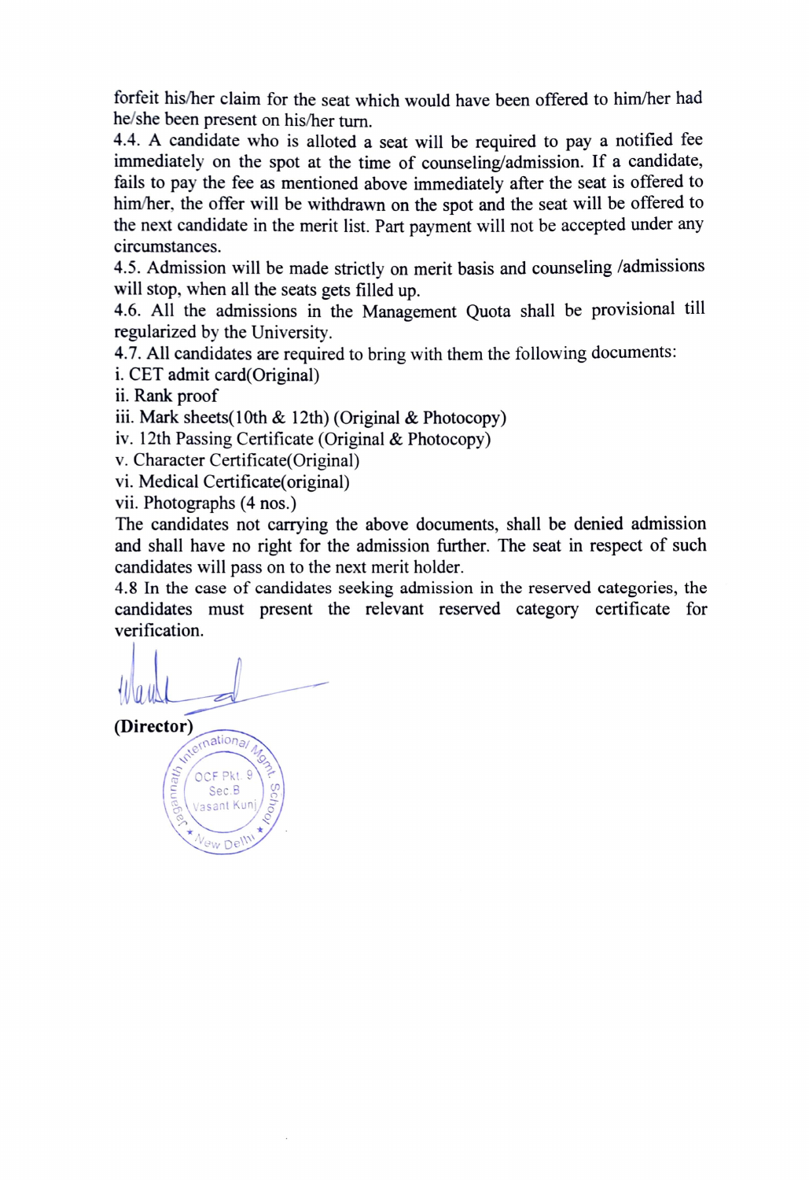forfeit his/her claim for the seat which would have been offered to him/her had he/she been present on his/her turn.

4.4. A candidate who is alloted a seat will be required to pay a notified fee immediately on the spot at the time of counseling/admission. If a candidate, fails to pay the fee as mentioned above immediately after the seat is offered to him/her, the offer will be withdrawn on the spot and the seat will be offered to the next candidate in the merit list. Part payment will not be accepted under any circumstances.

4.5. Admission will be made strictly on merit basis and counseling /admissions will stop, when all the seats gets filled up.

4.6. All the admissions in the Management Quota shall be provisional till regularized by the University.

4.7. All candidates are required to bring with them the following documents:

i. CET admit card(Original)
ii. Rank proof
iii. Mark sheets(10th & 12th) (Original & Photocopy)
iv. 12th Passing Certificate (Original & Photocopy)
v. Character Certificate(Original)
vi. Medical Certificate(original)
vii. Photographs (4 nos.)

The candidates not carrying the above documents, shall be denied admission and shall have no right for the admission further. The seat in respect of such candidates will pass on to the next merit holder.

4.8 In the case of candidates seeking admission in the reserved categories, the candidates must present the relevant reserved category certificate for verification.

**(Director)**

Jagannath International Mgmt. School
OCF Pkt. 9
Sec.B
Vasant Kunj
New Delhi